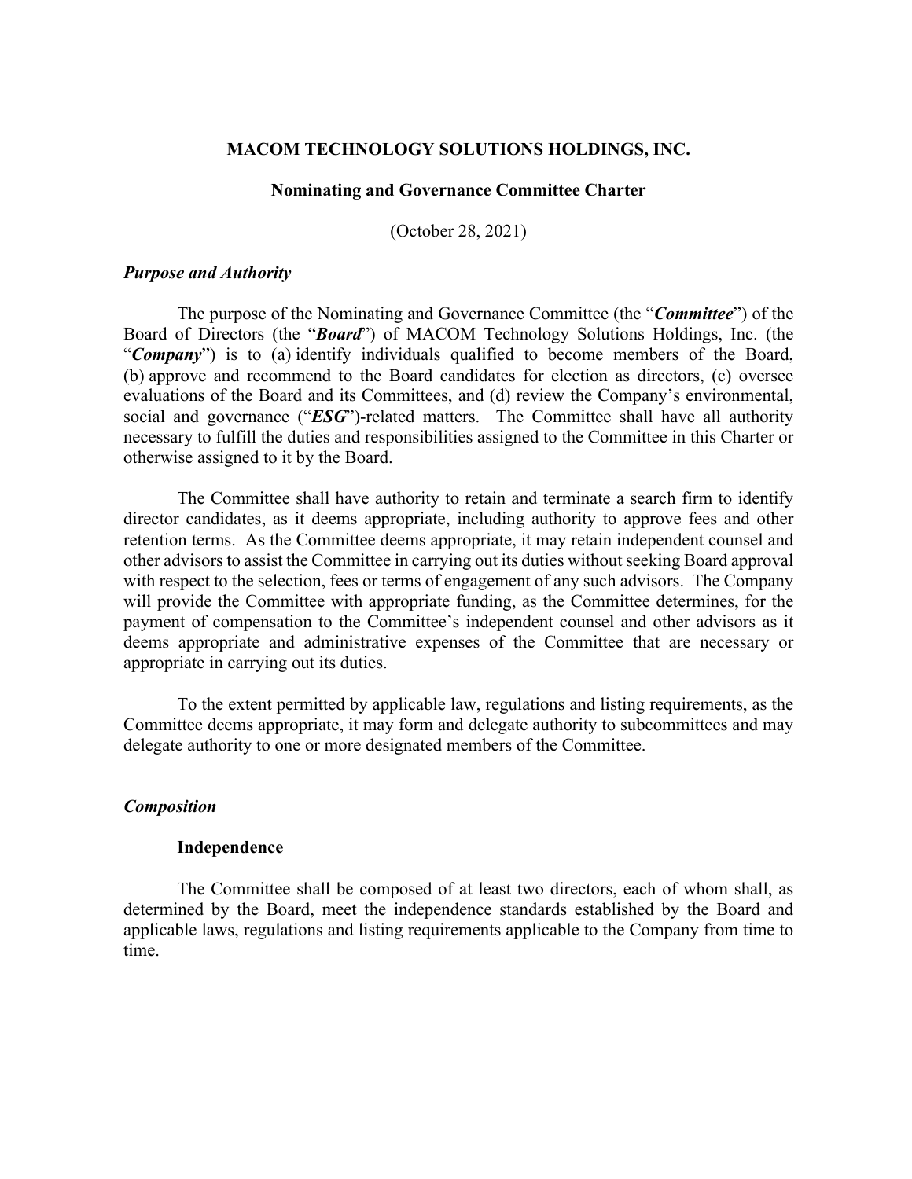# MACOM TECHNOLOGY SOLUTIONS HOLDINGS, INC.

## Nominating and Governance Committee Charter

(October 28, 2021)

### *Purpose and Authority*

The purpose of the Nominating and Governance Committee (the "***Committee***") of the Board of Directors (the "***Board***") of MACOM Technology Solutions Holdings, Inc. (the "***Company***") is to (a) identify individuals qualified to become members of the Board, (b) approve and recommend to the Board candidates for election as directors, (c) oversee evaluations of the Board and its Committees, and (d) review the Company's environmental, social and governance ("***ESG***")-related matters. The Committee shall have all authority necessary to fulfill the duties and responsibilities assigned to the Committee in this Charter or otherwise assigned to it by the Board.

The Committee shall have authority to retain and terminate a search firm to identify director candidates, as it deems appropriate, including authority to approve fees and other retention terms. As the Committee deems appropriate, it may retain independent counsel and other advisors to assist the Committee in carrying out its duties without seeking Board approval with respect to the selection, fees or terms of engagement of any such advisors. The Company will provide the Committee with appropriate funding, as the Committee determines, for the payment of compensation to the Committee's independent counsel and other advisors as it deems appropriate and administrative expenses of the Committee that are necessary or appropriate in carrying out its duties.

To the extent permitted by applicable law, regulations and listing requirements, as the Committee deems appropriate, it may form and delegate authority to subcommittees and may delegate authority to one or more designated members of the Committee.

### *Composition*

#### Independence

The Committee shall be composed of at least two directors, each of whom shall, as determined by the Board, meet the independence standards established by the Board and applicable laws, regulations and listing requirements applicable to the Company from time to time.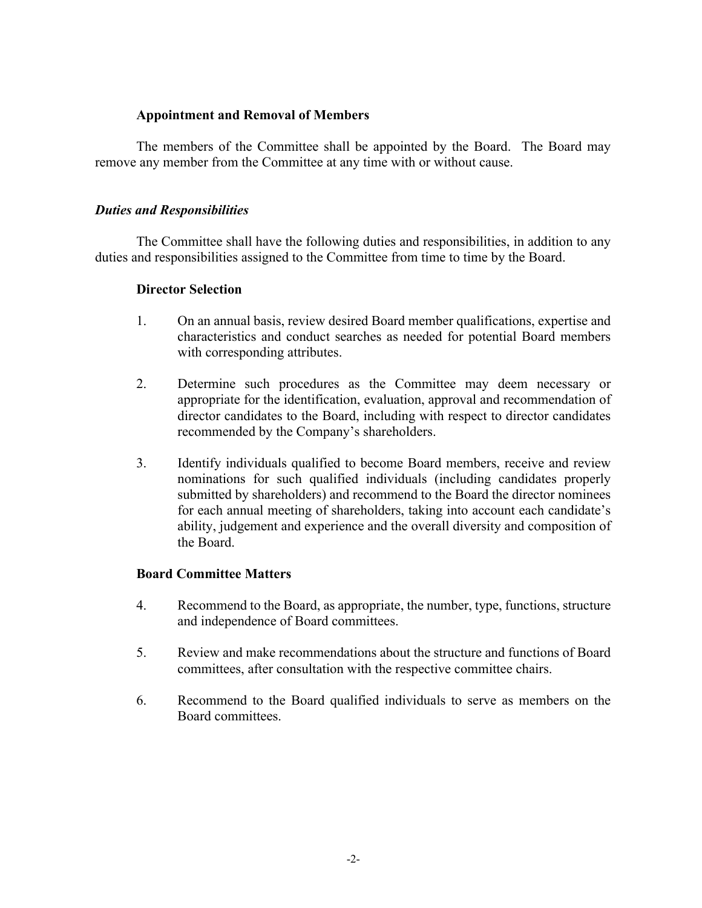**Appointment and Removal of Members**

The members of the Committee shall be appointed by the Board. The Board may remove any member from the Committee at any time with or without cause.

***Duties and Responsibilities***

The Committee shall have the following duties and responsibilities, in addition to any duties and responsibilities assigned to the Committee from time to time by the Board.

**Director Selection**

1. On an annual basis, review desired Board member qualifications, expertise and characteristics and conduct searches as needed for potential Board members with corresponding attributes.

2. Determine such procedures as the Committee may deem necessary or appropriate for the identification, evaluation, approval and recommendation of director candidates to the Board, including with respect to director candidates recommended by the Company's shareholders.

3. Identify individuals qualified to become Board members, receive and review nominations for such qualified individuals (including candidates properly submitted by shareholders) and recommend to the Board the director nominees for each annual meeting of shareholders, taking into account each candidate's ability, judgement and experience and the overall diversity and composition of the Board.

**Board Committee Matters**

4. Recommend to the Board, as appropriate, the number, type, functions, structure and independence of Board committees.

5. Review and make recommendations about the structure and functions of Board committees, after consultation with the respective committee chairs.

6. Recommend to the Board qualified individuals to serve as members on the Board committees.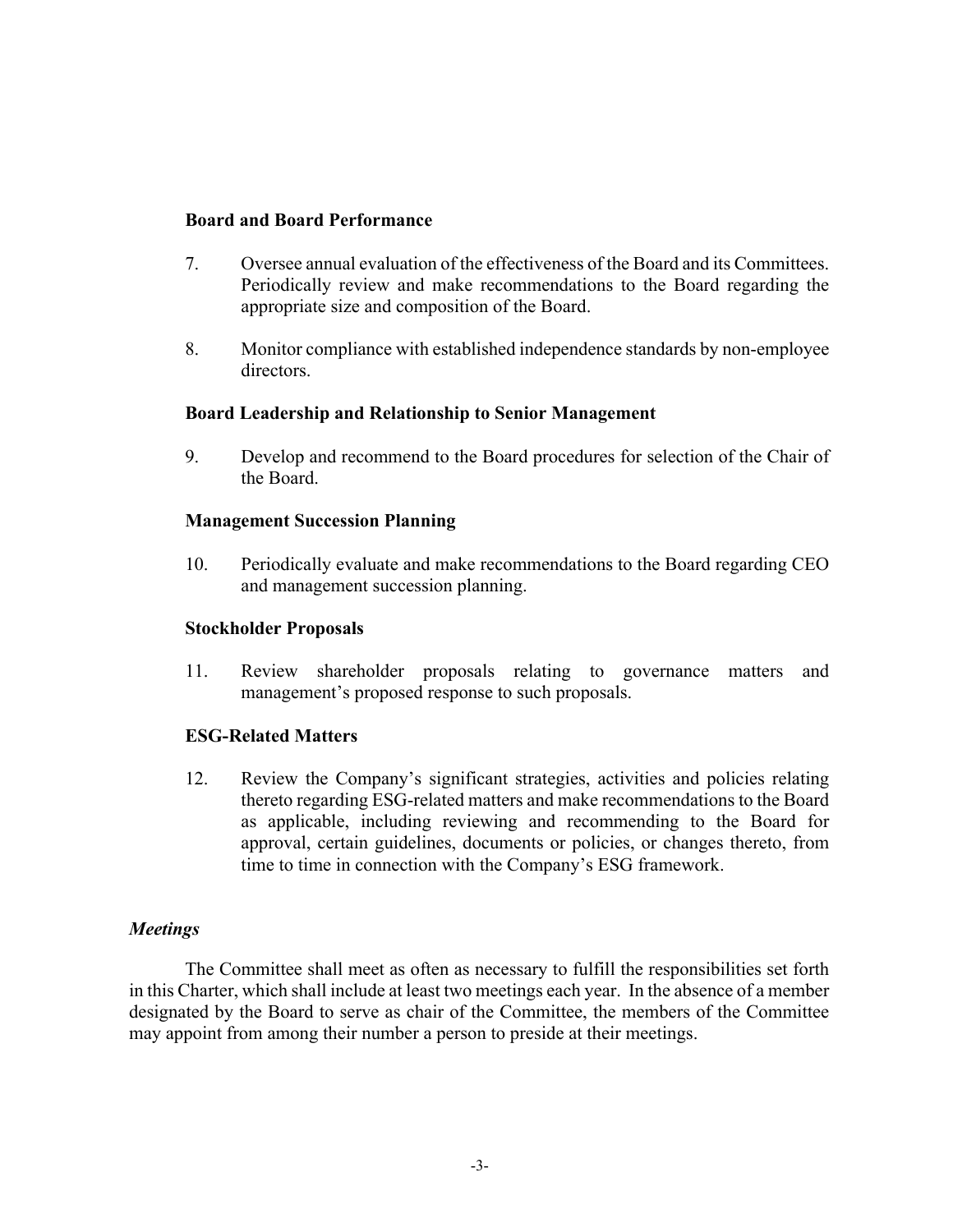**Board and Board Performance**

7. Oversee annual evaluation of the effectiveness of the Board and its Committees. Periodically review and make recommendations to the Board regarding the appropriate size and composition of the Board.

8. Monitor compliance with established independence standards by non-employee directors.

**Board Leadership and Relationship to Senior Management**

9. Develop and recommend to the Board procedures for selection of the Chair of the Board.

**Management Succession Planning**

10. Periodically evaluate and make recommendations to the Board regarding CEO and management succession planning.

**Stockholder Proposals**

11. Review shareholder proposals relating to governance matters and management's proposed response to such proposals.

**ESG-Related Matters**

12. Review the Company's significant strategies, activities and policies relating thereto regarding ESG-related matters and make recommendations to the Board as applicable, including reviewing and recommending to the Board for approval, certain guidelines, documents or policies, or changes thereto, from time to time in connection with the Company's ESG framework.

***Meetings***

The Committee shall meet as often as necessary to fulfill the responsibilities set forth in this Charter, which shall include at least two meetings each year. In the absence of a member designated by the Board to serve as chair of the Committee, the members of the Committee may appoint from among their number a person to preside at their meetings.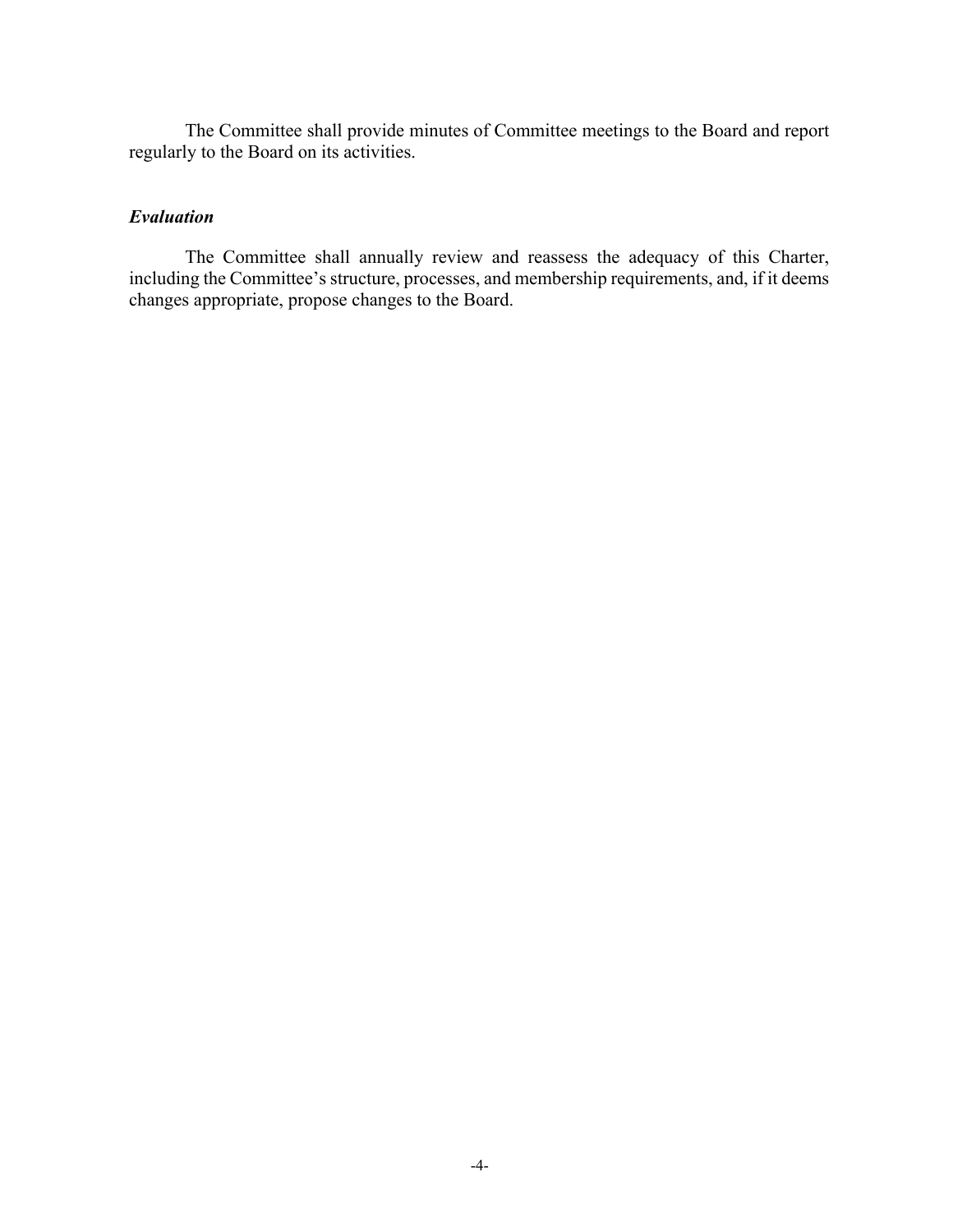The Committee shall provide minutes of Committee meetings to the Board and report regularly to the Board on its activities.

***Evaluation***

The Committee shall annually review and reassess the adequacy of this Charter, including the Committee's structure, processes, and membership requirements, and, if it deems changes appropriate, propose changes to the Board.